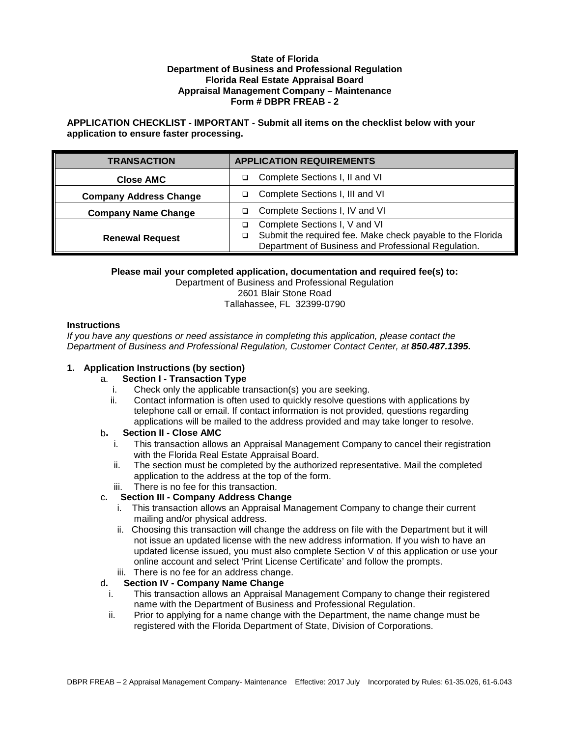**State of Florida**
**Department of Business and Professional Regulation**
**Florida Real Estate Appraisal Board**
**Appraisal Management Company – Maintenance**
**Form # DBPR FREAB - 2**

**APPLICATION CHECKLIST - IMPORTANT - Submit all items on the checklist below with your application to ensure faster processing.**

| TRANSACTION | APPLICATION REQUIREMENTS |
|---|---|
| Close AMC | ❑ Complete Sections I, II and VI |
| Company Address Change | ❑ Complete Sections I, III and VI |
| Company Name Change | ❑ Complete Sections I, IV and VI |
| Renewal Request | ❑ Complete Sections I, V and VI<br>❑ Submit the required fee. Make check payable to the Florida Department of Business and Professional Regulation. |

**Please mail your completed application, documentation and required fee(s) to:**
Department of Business and Professional Regulation
2601 Blair Stone Road
Tallahassee, FL 32399-0790

**Instructions**

*If you have any questions or need assistance in completing this application, please contact the Department of Business and Professional Regulation, Customer Contact Center, at* ***850.487.1395.***

**1. Application Instructions (by section)**

a. **Section I - Transaction Type**
   i. Check only the applicable transaction(s) you are seeking.
   ii. Contact information is often used to quickly resolve questions with applications by telephone call or email. If contact information is not provided, questions regarding applications will be mailed to the address provided and may take longer to resolve.

b. **Section II - Close AMC**
   i. This transaction allows an Appraisal Management Company to cancel their registration with the Florida Real Estate Appraisal Board.
   ii. The section must be completed by the authorized representative. Mail the completed application to the address at the top of the form.
   iii. There is no fee for this transaction.

c. **Section III - Company Address Change**
   i. This transaction allows an Appraisal Management Company to change their current mailing and/or physical address.
   ii. Choosing this transaction will change the address on file with the Department but it will not issue an updated license with the new address information. If you wish to have an updated license issued, you must also complete Section V of this application or use your online account and select 'Print License Certificate' and follow the prompts.
   iii. There is no fee for an address change.

d. **Section IV - Company Name Change**
   i. This transaction allows an Appraisal Management Company to change their registered name with the Department of Business and Professional Regulation.
   ii. Prior to applying for a name change with the Department, the name change must be registered with the Florida Department of State, Division of Corporations.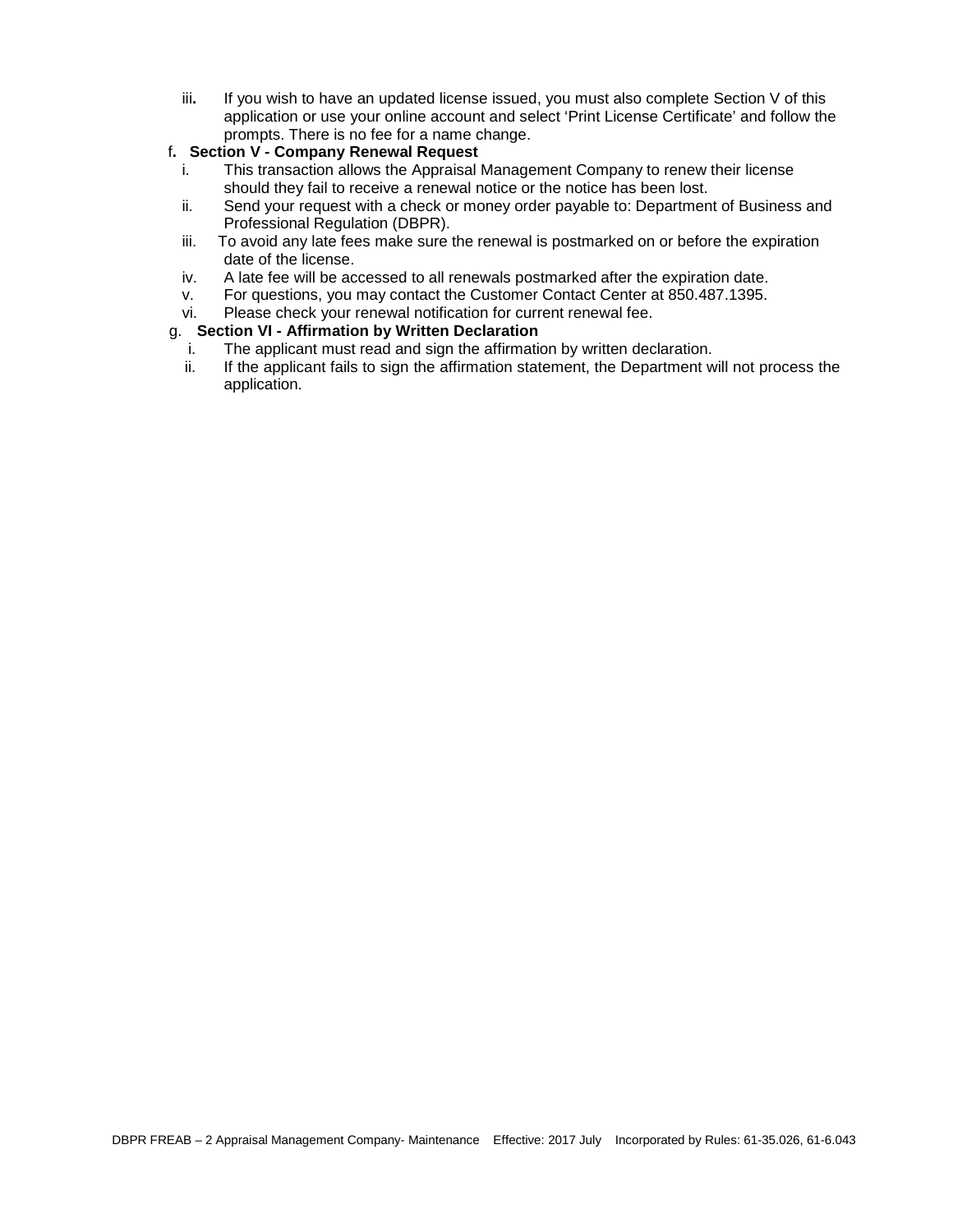iii. If you wish to have an updated license issued, you must also complete Section V of this application or use your online account and select 'Print License Certificate' and follow the prompts. There is no fee for a name change.

f. **Section V - Company Renewal Request**

i. This transaction allows the Appraisal Management Company to renew their license should they fail to receive a renewal notice or the notice has been lost.

ii. Send your request with a check or money order payable to: Department of Business and Professional Regulation (DBPR).

iii. To avoid any late fees make sure the renewal is postmarked on or before the expiration date of the license.

iv. A late fee will be accessed to all renewals postmarked after the expiration date.

v. For questions, you may contact the Customer Contact Center at 850.487.1395.

vi. Please check your renewal notification for current renewal fee.

g. **Section VI - Affirmation by Written Declaration**

i. The applicant must read and sign the affirmation by written declaration.

ii. If the applicant fails to sign the affirmation statement, the Department will not process the application.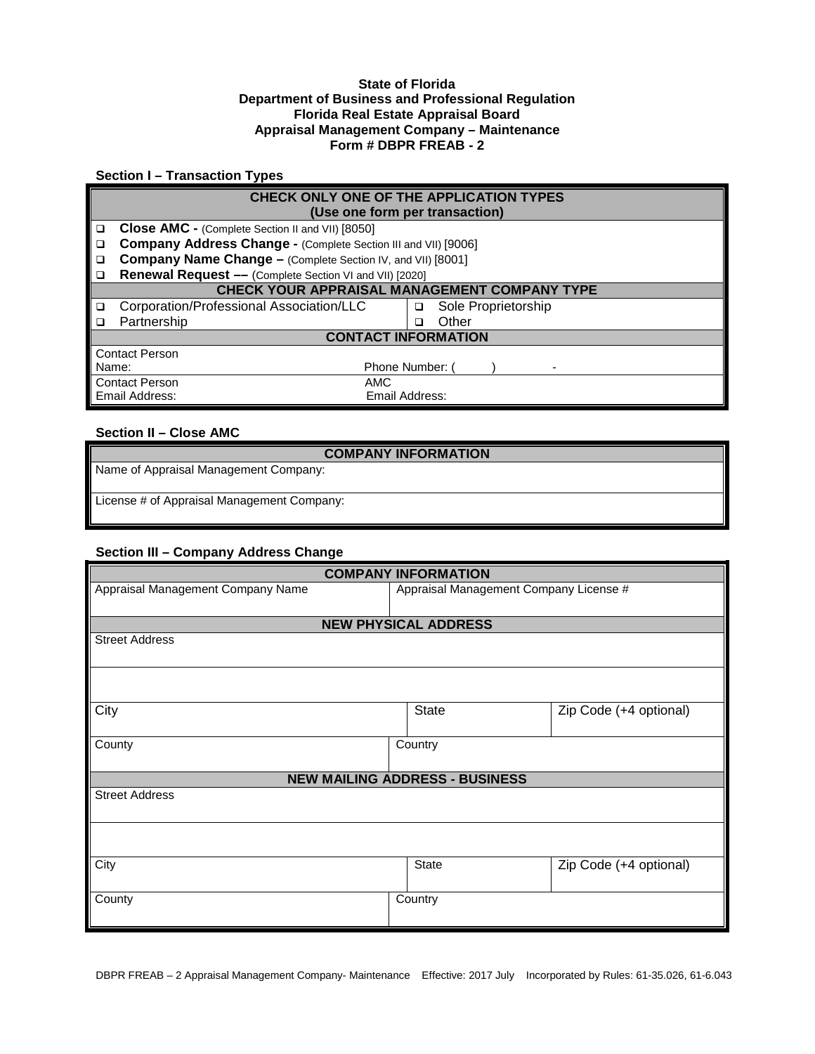**State of Florida**
**Department of Business and Professional Regulation**
**Florida Real Estate Appraisal Board**
**Appraisal Management Company – Maintenance**
**Form # DBPR FREAB - 2**

### Section I – Transaction Types

| CHECK ONLY ONE OF THE APPLICATION TYPES (Use one form per transaction) | |
|---|---|
| ❑ **Close AMC -** (Complete Section II and VII) [8050] | |
| ❑ **Company Address Change -** (Complete Section III and VII) [9006] | |
| ❑ **Company Name Change –** (Complete Section IV, and VII) [8001] | |
| ❑ **Renewal Request ––** (Complete Section VI and VII) [2020] | |
| **CHECK YOUR APPRAISAL MANAGEMENT COMPANY TYPE** | |
| ❑ Corporation/Professional Association/LLC | ❑ Sole Proprietorship |
| ❑ Partnership | ❑ Other |
| **CONTACT INFORMATION** | |
| Contact Person Name: | Phone Number: ( ) - |
| Contact Person Email Address: | AMC Email Address: |

### Section II – Close AMC

| COMPANY INFORMATION |
|---|
| Name of Appraisal Management Company: |
| License # of Appraisal Management Company: |

### Section III – Company Address Change

| COMPANY INFORMATION | | |
|---|---|---|
| Appraisal Management Company Name | Appraisal Management Company License # | |
| **NEW PHYSICAL ADDRESS** | | |
| Street Address | | |
| | | |
| City | State | Zip Code (+4 optional) |
| County | Country | |
| **NEW MAILING ADDRESS - BUSINESS** | | |
| Street Address | | |
| | | |
| City | State | Zip Code (+4 optional) |
| County | Country | |

DBPR FREAB – 2 Appraisal Management Company- Maintenance Effective: 2017 July Incorporated by Rules: 61-35.026, 61-6.043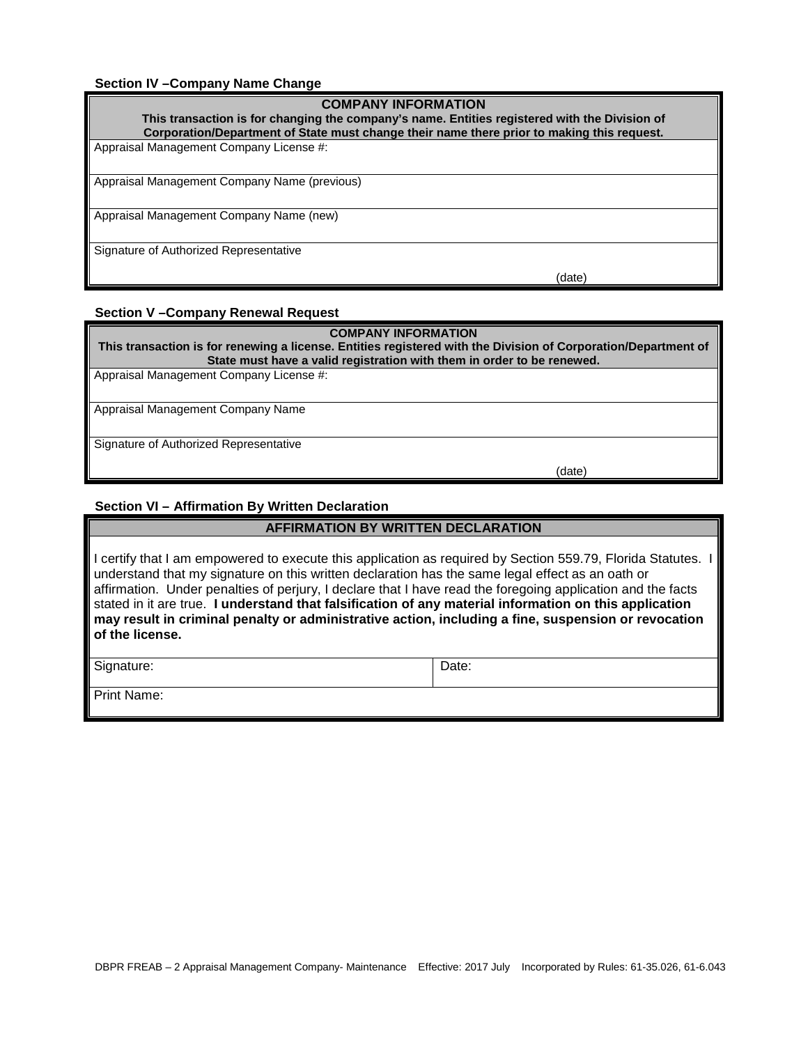**Section IV –Company Name Change**

| COMPANY INFORMATION<br>**This transaction is for changing the company's name. Entities registered with the Division of Corporation/Department of State must change their name there prior to making this request.** |
|---|
| Appraisal Management Company License #: |
| Appraisal Management Company Name (previous) |
| Appraisal Management Company Name (new) |
| Signature of Authorized Representative<br>(date) |

**Section V –Company Renewal Request**

| COMPANY INFORMATION<br>**This transaction is for renewing a license. Entities registered with the Division of Corporation/Department of State must have a valid registration with them in order to be renewed.** |
|---|
| Appraisal Management Company License #: |
| Appraisal Management Company Name |
| Signature of Authorized Representative<br>(date) |

**Section VI – Affirmation By Written Declaration**

**AFFIRMATION BY WRITTEN DECLARATION**

I certify that I am empowered to execute this application as required by Section 559.79, Florida Statutes. I understand that my signature on this written declaration has the same legal effect as an oath or affirmation. Under penalties of perjury, I declare that I have read the foregoing application and the facts stated in it are true. **I understand that falsification of any material information on this application may result in criminal penalty or administrative action, including a fine, suspension or revocation of the license.**

| | |
|---|---|
| Signature: | Date: |
| Print Name: | |

DBPR FREAB – 2 Appraisal Management Company- Maintenance Effective: 2017 July Incorporated by Rules: 61-35.026, 61-6.043